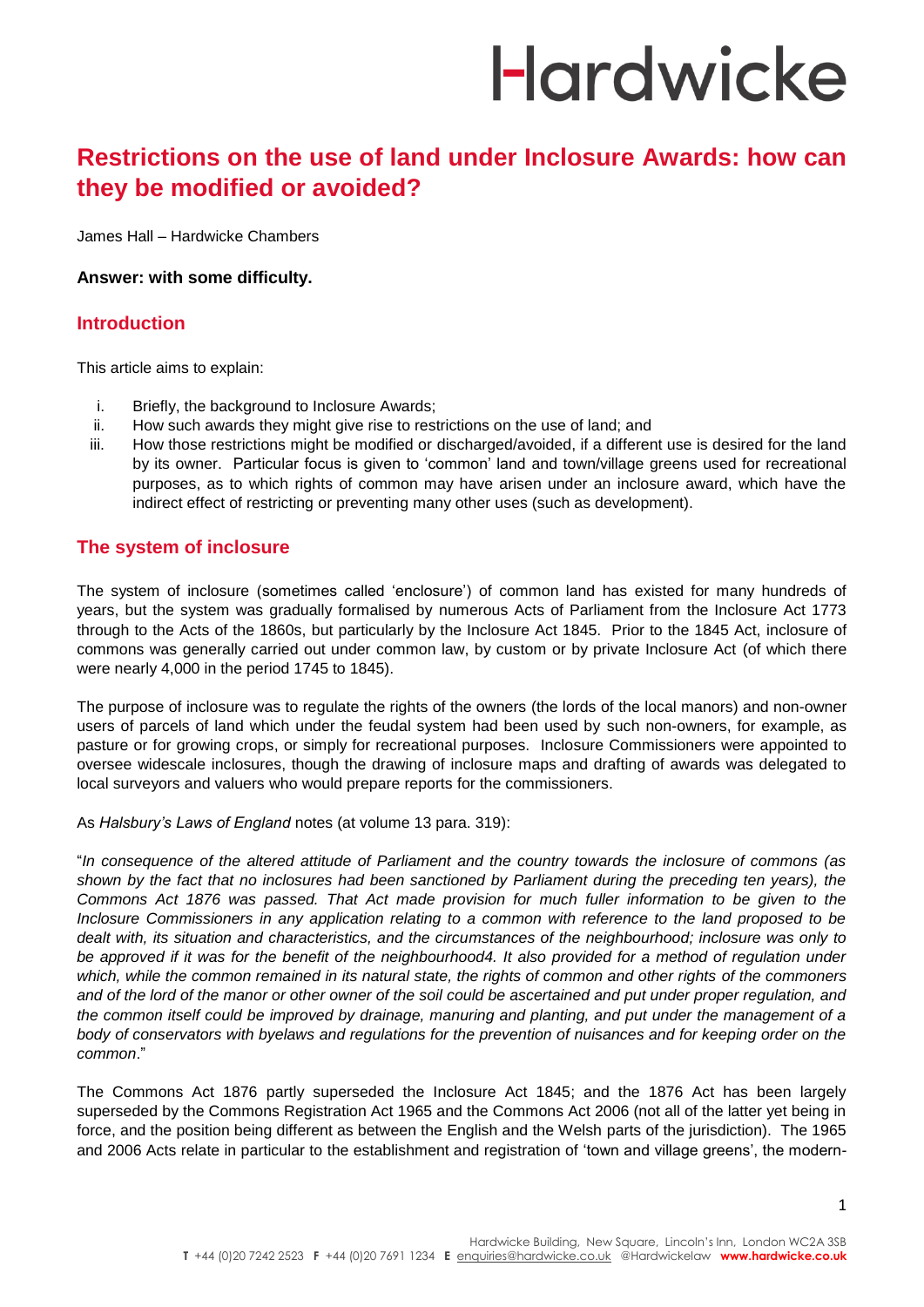# Restrictions on the use of land under Inclosure Awards: how can they be modified or avoided?

James Hall – Hardwicke Chambers

**Answer: with some difficulty.**

## Introduction

This article aims to explain:

i. Briefly, the background to Inclosure Awards;
ii. How such awards they might give rise to restrictions on the use of land; and
iii. How those restrictions might be modified or discharged/avoided, if a different use is desired for the land by its owner. Particular focus is given to 'common' land and town/village greens used for recreational purposes, as to which rights of common may have arisen under an inclosure award, which have the indirect effect of restricting or preventing many other uses (such as development).

## The system of inclosure

The system of inclosure (sometimes called 'enclosure') of common land has existed for many hundreds of years, but the system was gradually formalised by numerous Acts of Parliament from the Inclosure Act 1773 through to the Acts of the 1860s, but particularly by the Inclosure Act 1845. Prior to the 1845 Act, inclosure of commons was generally carried out under common law, by custom or by private Inclosure Act (of which there were nearly 4,000 in the period 1745 to 1845).

The purpose of inclosure was to regulate the rights of the owners (the lords of the local manors) and non-owner users of parcels of land which under the feudal system had been used by such non-owners, for example, as pasture or for growing crops, or simply for recreational purposes. Inclosure Commissioners were appointed to oversee widescale inclosures, though the drawing of inclosure maps and drafting of awards was delegated to local surveyors and valuers who would prepare reports for the commissioners.

As *Halsbury's Laws of England* notes (at volume 13 para. 319):

"*In consequence of the altered attitude of Parliament and the country towards the inclosure of commons (as shown by the fact that no inclosures had been sanctioned by Parliament during the preceding ten years), the Commons Act 1876 was passed. That Act made provision for much fuller information to be given to the Inclosure Commissioners in any application relating to a common with reference to the land proposed to be dealt with, its situation and characteristics, and the circumstances of the neighbourhood; inclosure was only to be approved if it was for the benefit of the neighbourhood4. It also provided for a method of regulation under which, while the common remained in its natural state, the rights of common and other rights of the commoners and of the lord of the manor or other owner of the soil could be ascertained and put under proper regulation, and the common itself could be improved by drainage, manuring and planting, and put under the management of a body of conservators with byelaws and regulations for the prevention of nuisances and for keeping order on the common*."

The Commons Act 1876 partly superseded the Inclosure Act 1845; and the 1876 Act has been largely superseded by the Commons Registration Act 1965 and the Commons Act 2006 (not all of the latter yet being in force, and the position being different as between the English and the Welsh parts of the jurisdiction). The 1965 and 2006 Acts relate in particular to the establishment and registration of 'town and village greens', the modern-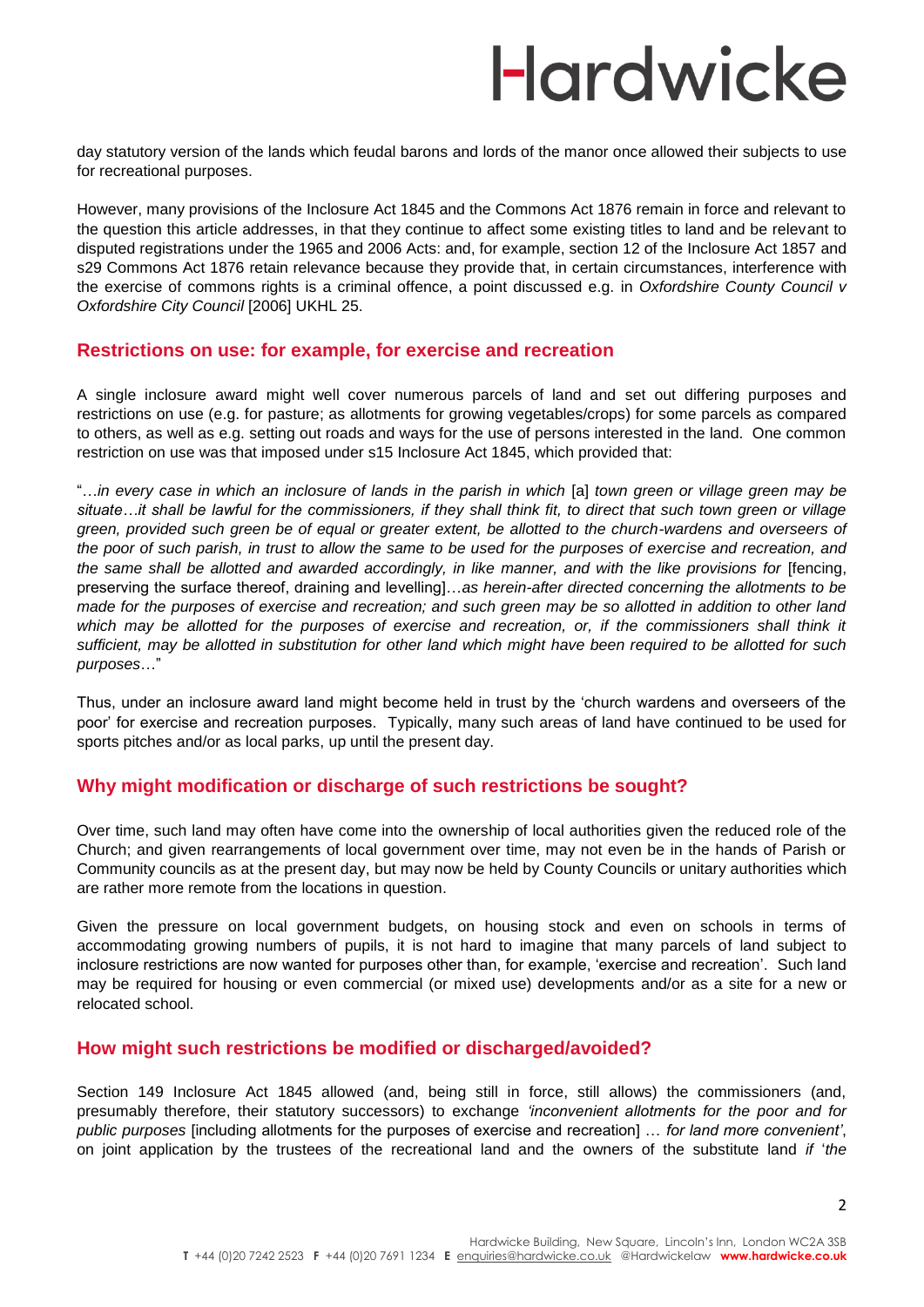day statutory version of the lands which feudal barons and lords of the manor once allowed their subjects to use for recreational purposes.

However, many provisions of the Inclosure Act 1845 and the Commons Act 1876 remain in force and relevant to the question this article addresses, in that they continue to affect some existing titles to land and be relevant to disputed registrations under the 1965 and 2006 Acts: and, for example, section 12 of the Inclosure Act 1857 and s29 Commons Act 1876 retain relevance because they provide that, in certain circumstances, interference with the exercise of commons rights is a criminal offence, a point discussed e.g. in *Oxfordshire County Council v Oxfordshire City Council* [2006] UKHL 25.

## Restrictions on use: for example, for exercise and recreation

A single inclosure award might well cover numerous parcels of land and set out differing purposes and restrictions on use (e.g. for pasture; as allotments for growing vegetables/crops) for some parcels as compared to others, as well as e.g. setting out roads and ways for the use of persons interested in the land. One common restriction on use was that imposed under s15 Inclosure Act 1845, which provided that:

"…*in every case in which an inclosure of lands in the parish in which* [a] *town green or village green may be situate…it shall be lawful for the commissioners, if they shall think fit, to direct that such town green or village green, provided such green be of equal or greater extent, be allotted to the church-wardens and overseers of the poor of such parish, in trust to allow the same to be used for the purposes of exercise and recreation, and the same shall be allotted and awarded accordingly, in like manner, and with the like provisions for* [fencing, preserving the surface thereof, draining and levelling]…*as herein-after directed concerning the allotments to be made for the purposes of exercise and recreation; and such green may be so allotted in addition to other land which may be allotted for the purposes of exercise and recreation, or, if the commissioners shall think it sufficient, may be allotted in substitution for other land which might have been required to be allotted for such purposes*…"

Thus, under an inclosure award land might become held in trust by the 'church wardens and overseers of the poor' for exercise and recreation purposes. Typically, many such areas of land have continued to be used for sports pitches and/or as local parks, up until the present day.

## Why might modification or discharge of such restrictions be sought?

Over time, such land may often have come into the ownership of local authorities given the reduced role of the Church; and given rearrangements of local government over time, may not even be in the hands of Parish or Community councils as at the present day, but may now be held by County Councils or unitary authorities which are rather more remote from the locations in question.

Given the pressure on local government budgets, on housing stock and even on schools in terms of accommodating growing numbers of pupils, it is not hard to imagine that many parcels of land subject to inclosure restrictions are now wanted for purposes other than, for example, 'exercise and recreation'. Such land may be required for housing or even commercial (or mixed use) developments and/or as a site for a new or relocated school.

## How might such restrictions be modified or discharged/avoided?

Section 149 Inclosure Act 1845 allowed (and, being still in force, still allows) the commissioners (and, presumably therefore, their statutory successors) to exchange *'inconvenient allotments for the poor and for public purposes* [including allotments for the purposes of exercise and recreation] … *for land more convenient'*, on joint application by the trustees of the recreational land and the owners of the substitute land *if* '*the*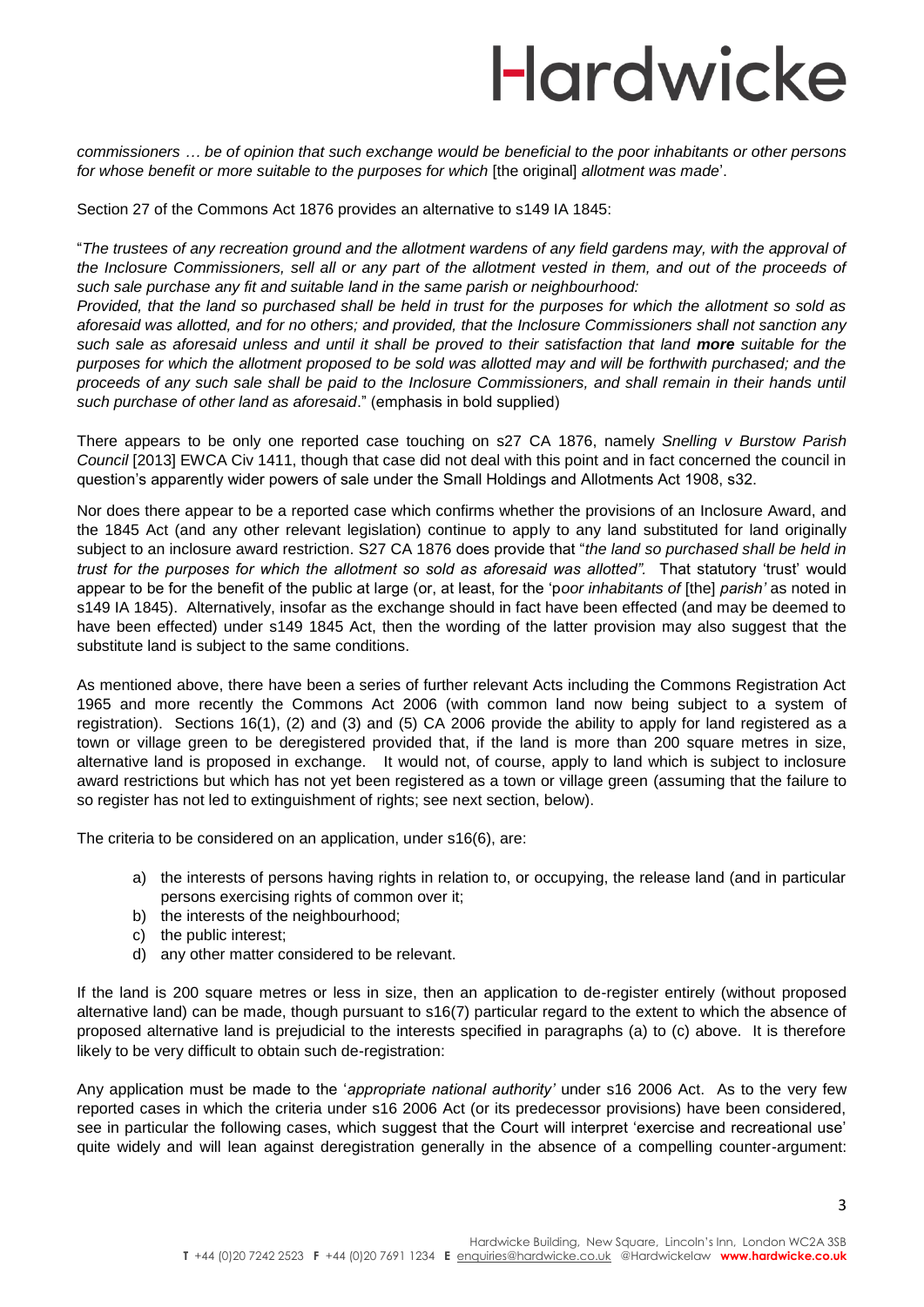*commissioners … be of opinion that such exchange would be beneficial to the poor inhabitants or other persons for whose benefit or more suitable to the purposes for which* [the original] *allotment was made*'.

Section 27 of the Commons Act 1876 provides an alternative to s149 IA 1845:

"*The trustees of any recreation ground and the allotment wardens of any field gardens may, with the approval of the Inclosure Commissioners, sell all or any part of the allotment vested in them, and out of the proceeds of such sale purchase any fit and suitable land in the same parish or neighbourhood:*

*Provided, that the land so purchased shall be held in trust for the purposes for which the allotment so sold as aforesaid was allotted, and for no others; and provided, that the Inclosure Commissioners shall not sanction any such sale as aforesaid unless and until it shall be proved to their satisfaction that land* ***more*** *suitable for the purposes for which the allotment proposed to be sold was allotted may and will be forthwith purchased; and the proceeds of any such sale shall be paid to the Inclosure Commissioners, and shall remain in their hands until such purchase of other land as aforesaid*." (emphasis in bold supplied)

There appears to be only one reported case touching on s27 CA 1876, namely *Snelling v Burstow Parish Council* [2013] EWCA Civ 1411, though that case did not deal with this point and in fact concerned the council in question's apparently wider powers of sale under the Small Holdings and Allotments Act 1908, s32.

Nor does there appear to be a reported case which confirms whether the provisions of an Inclosure Award, and the 1845 Act (and any other relevant legislation) continue to apply to any land substituted for land originally subject to an inclosure award restriction. S27 CA 1876 does provide that "*the land so purchased shall be held in trust for the purposes for which the allotment so sold as aforesaid was allotted".* That statutory 'trust' would appear to be for the benefit of the public at large (or, at least, for the '*poor inhabitants of* [the] *parish'* as noted in s149 IA 1845). Alternatively, insofar as the exchange should in fact have been effected (and may be deemed to have been effected) under s149 1845 Act, then the wording of the latter provision may also suggest that the substitute land is subject to the same conditions.

As mentioned above, there have been a series of further relevant Acts including the Commons Registration Act 1965 and more recently the Commons Act 2006 (with common land now being subject to a system of registration). Sections 16(1), (2) and (3) and (5) CA 2006 provide the ability to apply for land registered as a town or village green to be deregistered provided that, if the land is more than 200 square metres in size, alternative land is proposed in exchange. It would not, of course, apply to land which is subject to inclosure award restrictions but which has not yet been registered as a town or village green (assuming that the failure to so register has not led to extinguishment of rights; see next section, below).

The criteria to be considered on an application, under s16(6), are:

a) the interests of persons having rights in relation to, or occupying, the release land (and in particular persons exercising rights of common over it;
b) the interests of the neighbourhood;
c) the public interest;
d) any other matter considered to be relevant.

If the land is 200 square metres or less in size, then an application to de-register entirely (without proposed alternative land) can be made, though pursuant to s16(7) particular regard to the extent to which the absence of proposed alternative land is prejudicial to the interests specified in paragraphs (a) to (c) above. It is therefore likely to be very difficult to obtain such de-registration:

Any application must be made to the '*appropriate national authority'* under s16 2006 Act. As to the very few reported cases in which the criteria under s16 2006 Act (or its predecessor provisions) have been considered, see in particular the following cases, which suggest that the Court will interpret 'exercise and recreational use' quite widely and will lean against deregistration generally in the absence of a compelling counter-argument: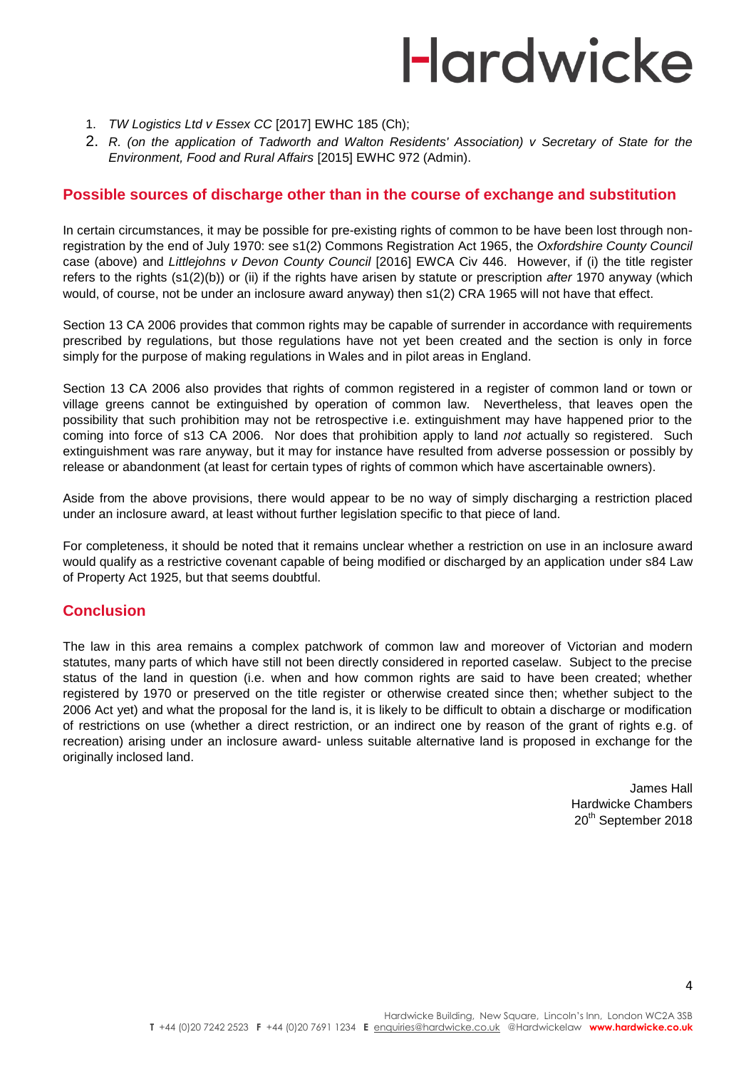1. *TW Logistics Ltd v Essex CC* [2017] EWHC 185 (Ch);
2. *R. (on the application of Tadworth and Walton Residents' Association) v Secretary of State for the Environment, Food and Rural Affairs* [2015] EWHC 972 (Admin).

## Possible sources of discharge other than in the course of exchange and substitution

In certain circumstances, it may be possible for pre-existing rights of common to be have been lost through non-registration by the end of July 1970: see s1(2) Commons Registration Act 1965, the *Oxfordshire County Council* case (above) and *Littlejohns v Devon County Council* [2016] EWCA Civ 446. However, if (i) the title register refers to the rights (s1(2)(b)) or (ii) if the rights have arisen by statute or prescription *after* 1970 anyway (which would, of course, not be under an inclosure award anyway) then s1(2) CRA 1965 will not have that effect.

Section 13 CA 2006 provides that common rights may be capable of surrender in accordance with requirements prescribed by regulations, but those regulations have not yet been created and the section is only in force simply for the purpose of making regulations in Wales and in pilot areas in England.

Section 13 CA 2006 also provides that rights of common registered in a register of common land or town or village greens cannot be extinguished by operation of common law. Nevertheless, that leaves open the possibility that such prohibition may not be retrospective i.e. extinguishment may have happened prior to the coming into force of s13 CA 2006. Nor does that prohibition apply to land *not* actually so registered. Such extinguishment was rare anyway, but it may for instance have resulted from adverse possession or possibly by release or abandonment (at least for certain types of rights of common which have ascertainable owners).

Aside from the above provisions, there would appear to be no way of simply discharging a restriction placed under an inclosure award, at least without further legislation specific to that piece of land.

For completeness, it should be noted that it remains unclear whether a restriction on use in an inclosure award would qualify as a restrictive covenant capable of being modified or discharged by an application under s84 Law of Property Act 1925, but that seems doubtful.

## Conclusion

The law in this area remains a complex patchwork of common law and moreover of Victorian and modern statutes, many parts of which have still not been directly considered in reported caselaw. Subject to the precise status of the land in question (i.e. when and how common rights are said to have been created; whether registered by 1970 or preserved on the title register or otherwise created since then; whether subject to the 2006 Act yet) and what the proposal for the land is, it is likely to be difficult to obtain a discharge or modification of restrictions on use (whether a direct restriction, or an indirect one by reason of the grant of rights e.g. of recreation) arising under an inclosure award- unless suitable alternative land is proposed in exchange for the originally inclosed land.

James Hall
Hardwicke Chambers
20th September 2018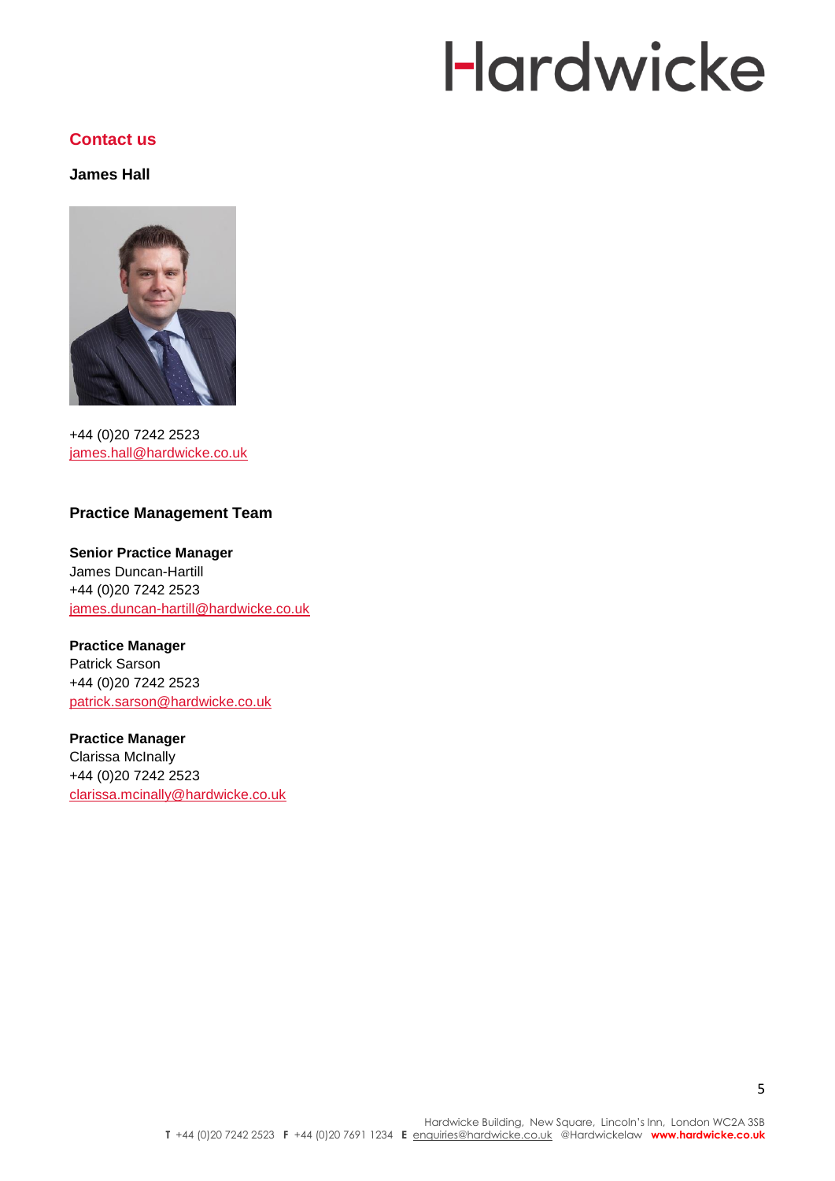## Contact us

### James Hall

+44 (0)20 7242 2523
james.hall@hardwicke.co.uk

### Practice Management Team

**Senior Practice Manager**
James Duncan-Hartill
+44 (0)20 7242 2523
james.duncan-hartill@hardwicke.co.uk

**Practice Manager**
Patrick Sarson
+44 (0)20 7242 2523
patrick.sarson@hardwicke.co.uk

**Practice Manager**
Clarissa McInally
+44 (0)20 7242 2523
clarissa.mcinally@hardwicke.co.uk